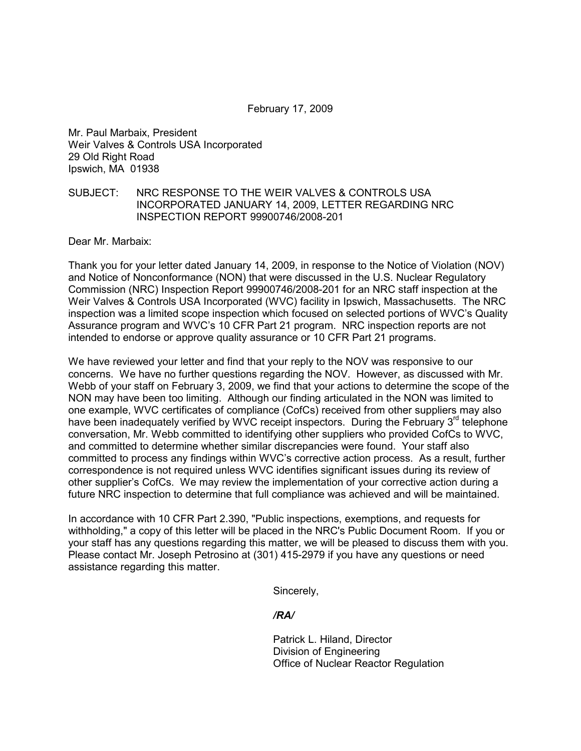February 17, 2009

Mr. Paul Marbaix, President
Weir Valves & Controls USA Incorporated
29 Old Right Road
Ipswich, MA 01938

SUBJECT: NRC RESPONSE TO THE WEIR VALVES & CONTROLS USA INCORPORATED JANUARY 14, 2009, LETTER REGARDING NRC INSPECTION REPORT 99900746/2008-201

Dear Mr. Marbaix:

Thank you for your letter dated January 14, 2009, in response to the Notice of Violation (NOV) and Notice of Nonconformance (NON) that were discussed in the U.S. Nuclear Regulatory Commission (NRC) Inspection Report 99900746/2008-201 for an NRC staff inspection at the Weir Valves & Controls USA Incorporated (WVC) facility in Ipswich, Massachusetts. The NRC inspection was a limited scope inspection which focused on selected portions of WVC's Quality Assurance program and WVC's 10 CFR Part 21 program. NRC inspection reports are not intended to endorse or approve quality assurance or 10 CFR Part 21 programs.

We have reviewed your letter and find that your reply to the NOV was responsive to our concerns. We have no further questions regarding the NOV. However, as discussed with Mr. Webb of your staff on February 3, 2009, we find that your actions to determine the scope of the NON may have been too limiting. Although our finding articulated in the NON was limited to one example, WVC certificates of compliance (CofCs) received from other suppliers may also have been inadequately verified by WVC receipt inspectors. During the February 3rd telephone conversation, Mr. Webb committed to identifying other suppliers who provided CofCs to WVC, and committed to determine whether similar discrepancies were found. Your staff also committed to process any findings within WVC's corrective action process. As a result, further correspondence is not required unless WVC identifies significant issues during its review of other supplier's CofCs. We may review the implementation of your corrective action during a future NRC inspection to determine that full compliance was achieved and will be maintained.

In accordance with 10 CFR Part 2.390, "Public inspections, exemptions, and requests for withholding," a copy of this letter will be placed in the NRC's Public Document Room. If you or your staff has any questions regarding this matter, we will be pleased to discuss them with you. Please contact Mr. Joseph Petrosino at (301) 415-2979 if you have any questions or need assistance regarding this matter.

Sincerely,

*/RA/*

Patrick L. Hiland, Director
Division of Engineering
Office of Nuclear Reactor Regulation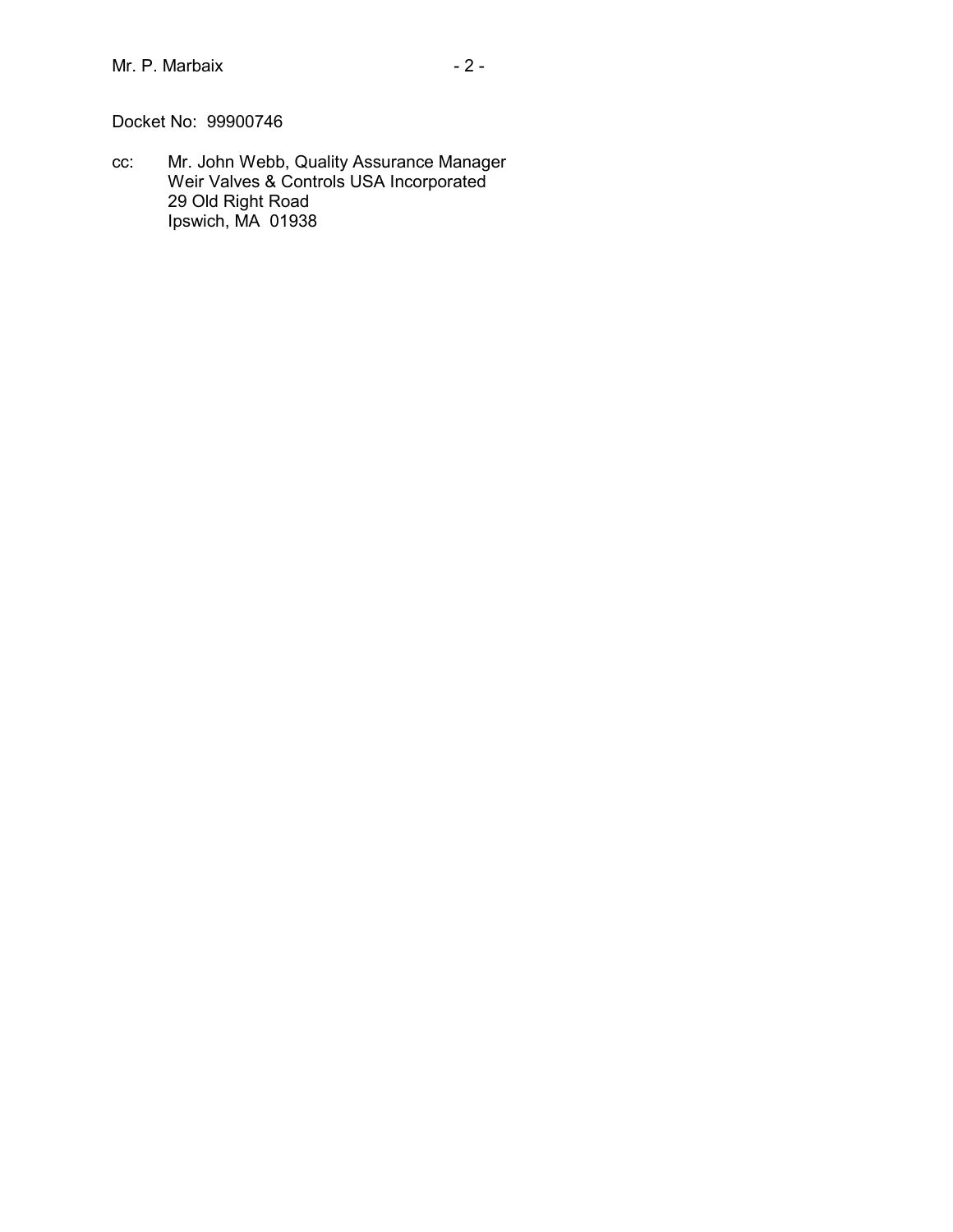Docket No: 99900746

cc: Mr. John Webb, Quality Assurance Manager
Weir Valves & Controls USA Incorporated
29 Old Right Road
Ipswich, MA 01938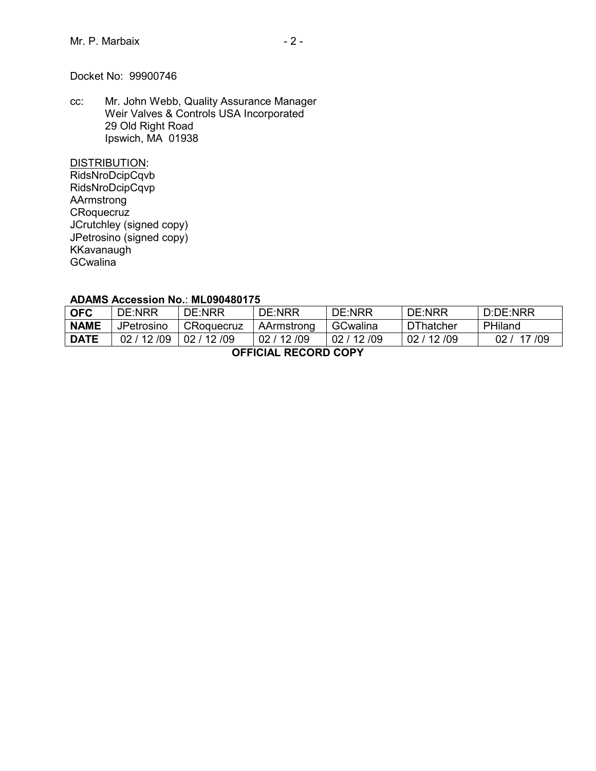Docket No: 99900746

cc: Mr. John Webb, Quality Assurance Manager
Weir Valves & Controls USA Incorporated
29 Old Right Road
Ipswich, MA 01938

DISTRIBUTION:
RidsNroDcipCqvb
RidsNroDcipCqvp
AArmstrong
CRoquecruz
JCrutchley (signed copy)
JPetrosino (signed copy)
KKavanaugh
GCwalina

**ADAMS Accession No.**: **ML090480175**

| **OFC** | DE:NRR | DE:NRR | DE:NRR | DE:NRR | DE:NRR | D:DE:NRR |
|---|---|---|---|---|---|---|
| **NAME** | JPetrosino | CRoquecruz | AArmstrong | GCwalina | DThatcher | PHiland |
| **DATE** | 02 / 12 /09 | 02 / 12 /09 | 02 / 12 /09 | 02 / 12 /09 | 02 / 12 /09 | 02 / 17 /09 |

**OFFICIAL RECORD COPY**